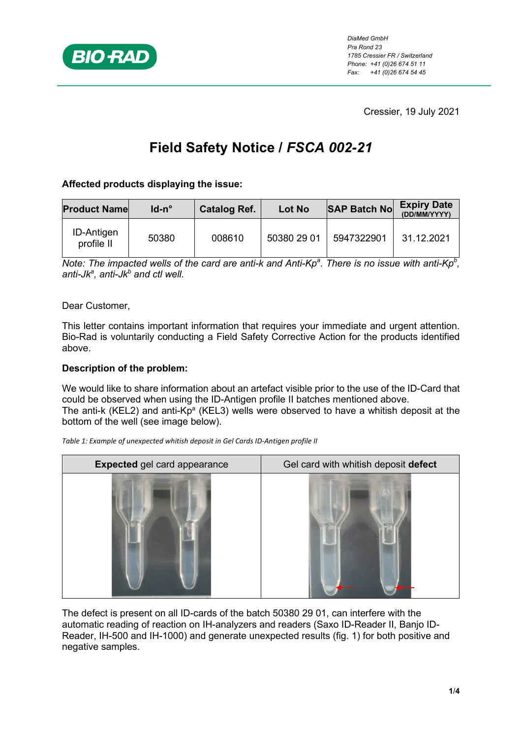DiaMed GmbH
Pra Rond 23
1785 Cressier FR / Switzerland
Phone: +41 (0)26 674 51 11
Fax: +41 (0)26 674 54 45

Cressier, 19 July 2021

# Field Safety Notice / *FSCA 002-21*

**Affected products displaying the issue:**

| Product Name | Id-n° | Catalog Ref. | Lot No | SAP Batch No | Expiry Date (DD/MM/YYYY) |
|---|---|---|---|---|---|
| ID-Antigen profile II | 50380 | 008610 | 50380 29 01 | 5947322901 | 31.12.2021 |

*Note: The impacted wells of the card are anti-k and Anti-Kp[a]. There is no issue with anti-Kp[b], anti-Jk[a], anti-Jk[b] and ctl well.*

Dear Customer,

This letter contains important information that requires your immediate and urgent attention. Bio-Rad is voluntarily conducting a Field Safety Corrective Action for the products identified above.

**Description of the problem:**

We would like to share information about an artefact visible prior to the use of the ID-Card that could be observed when using the ID-Antigen profile II batches mentioned above.
The anti-k (KEL2) and anti-Kp[a] (KEL3) wells were observed to have a whitish deposit at the bottom of the well (see image below).

*Table 1: Example of unexpected whitish deposit in Gel Cards ID-Antigen profile II*

| **Expected** gel card appearance | Gel card with whitish deposit **defect** |
|---|---|
| | |

The defect is present on all ID-cards of the batch 50380 29 01, can interfere with the automatic reading of reaction on IH-analyzers and readers (Saxo ID-Reader II, Banjo ID-Reader, IH-500 and IH-1000) and generate unexpected results (fig. 1) for both positive and negative samples.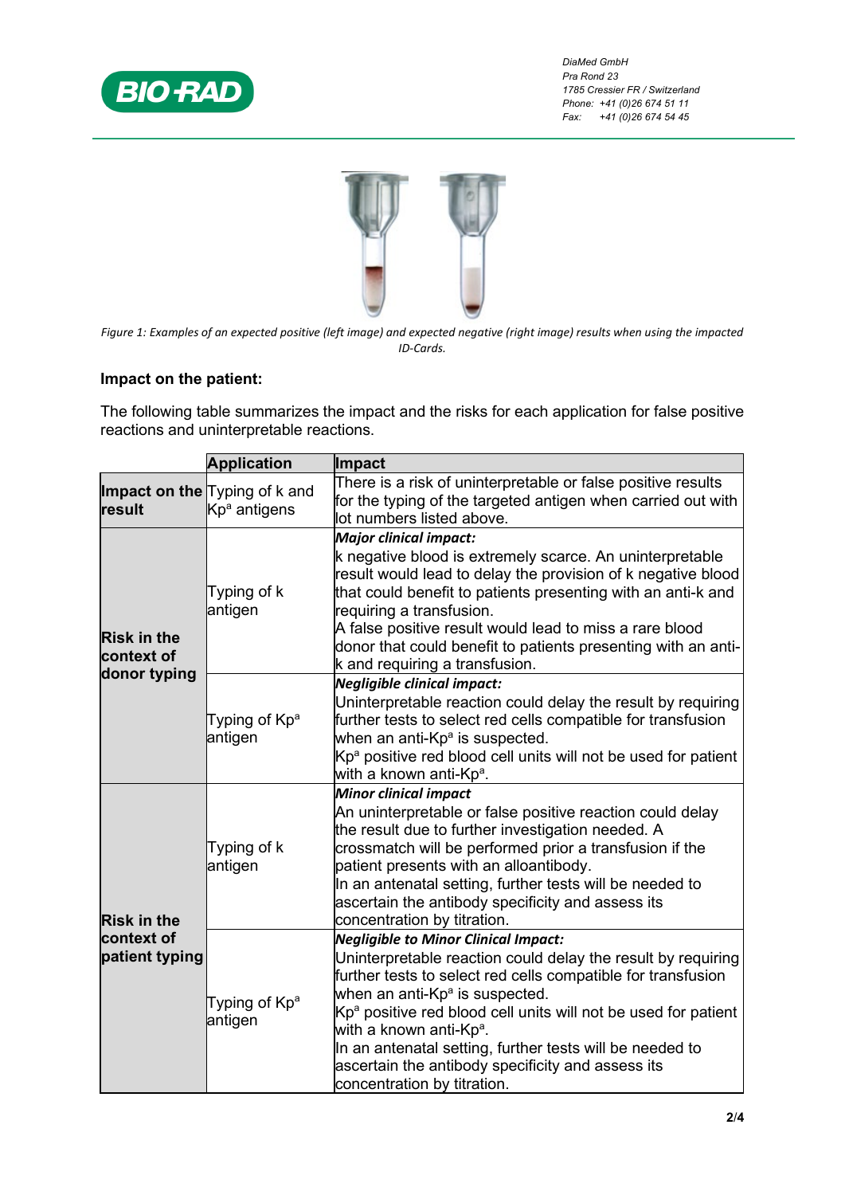Figure 1: Examples of an expected positive (left image) and expected negative (right image) results when using the impacted ID-Cards.

**Impact on the patient:**

The following table summarizes the impact and the risks for each application for false positive reactions and uninterpretable reactions.

| | Application | Impact |
|---|---|---|
| **Impact on the result** | Typing of k and $Kp^a$ antigens | There is a risk of uninterpretable or false positive results for the typing of the targeted antigen when carried out with lot numbers listed above. |
| **Risk in the context of donor typing** | Typing of k antigen | ***Major clinical impact:*** k negative blood is extremely scarce. An uninterpretable result would lead to delay the provision of k negative blood that could benefit to patients presenting with an anti-k and requiring a transfusion. A false positive result would lead to miss a rare blood donor that could benefit to patients presenting with an anti-k and requiring a transfusion. |
| | Typing of $Kp^a$ antigen | ***Negligible clinical impact:*** Uninterpretable reaction could delay the result by requiring further tests to select red cells compatible for transfusion when an anti-$Kp^a$ is suspected. $Kp^a$ positive red blood cell units will not be used for patient with a known anti-$Kp^a$. |
| **Risk in the context of patient typing** | Typing of k antigen | ***Minor clinical impact*** An uninterpretable or false positive reaction could delay the result due to further investigation needed. A crossmatch will be performed prior a transfusion if the patient presents with an alloantibody. In an antenatal setting, further tests will be needed to ascertain the antibody specificity and assess its concentration by titration. |
| | Typing of $Kp^a$ antigen | ***Negligible to Minor Clinical Impact:*** Uninterpretable reaction could delay the result by requiring further tests to select red cells compatible for transfusion when an anti-$Kp^a$ is suspected. $Kp^a$ positive red blood cell units will not be used for patient with a known anti-$Kp^a$. In an antenatal setting, further tests will be needed to ascertain the antibody specificity and assess its concentration by titration. |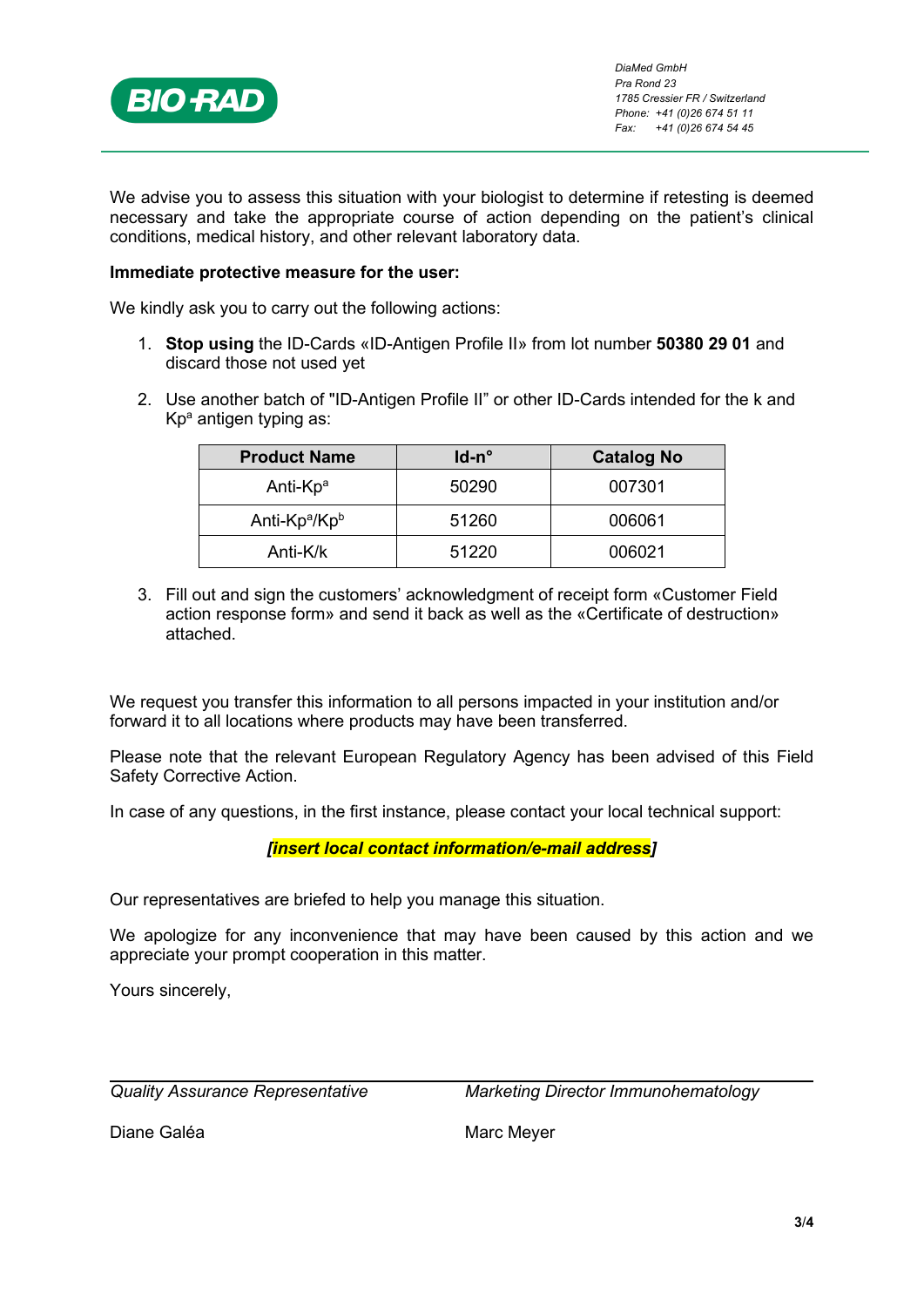We advise you to assess this situation with your biologist to determine if retesting is deemed necessary and take the appropriate course of action depending on the patient's clinical conditions, medical history, and other relevant laboratory data.

**Immediate protective measure for the user:**

We kindly ask you to carry out the following actions:

1. **Stop using** the ID-Cards «ID-Antigen Profile II» from lot number **50380 29 01** and discard those not used yet
2. Use another batch of "ID-Antigen Profile II" or other ID-Cards intended for the k and $Kp^a$ antigen typing as:

| Product Name | Id-n° | Catalog No |
| --- | --- | --- |
| Anti-$Kp^a$ | 50290 | 007301 |
| Anti-$Kp^a$/$Kp^b$ | 51260 | 006061 |
| Anti-K/k | 51220 | 006021 |

3. Fill out and sign the customers' acknowledgment of receipt form «Customer Field action response form» and send it back as well as the «Certificate of destruction» attached.

We request you transfer this information to all persons impacted in your institution and/or forward it to all locations where products may have been transferred.

Please note that the relevant European Regulatory Agency has been advised of this Field Safety Corrective Action.

In case of any questions, in the first instance, please contact your local technical support:

***[insert local contact information/e-mail address]***

Our representatives are briefed to help you manage this situation.

We apologize for any inconvenience that may have been caused by this action and we appreciate your prompt cooperation in this matter.

Yours sincerely,

| *Quality Assurance Representative* | *Marketing Director Immunohematology* |
| --- | --- |
| Diane Galéa | Marc Meyer |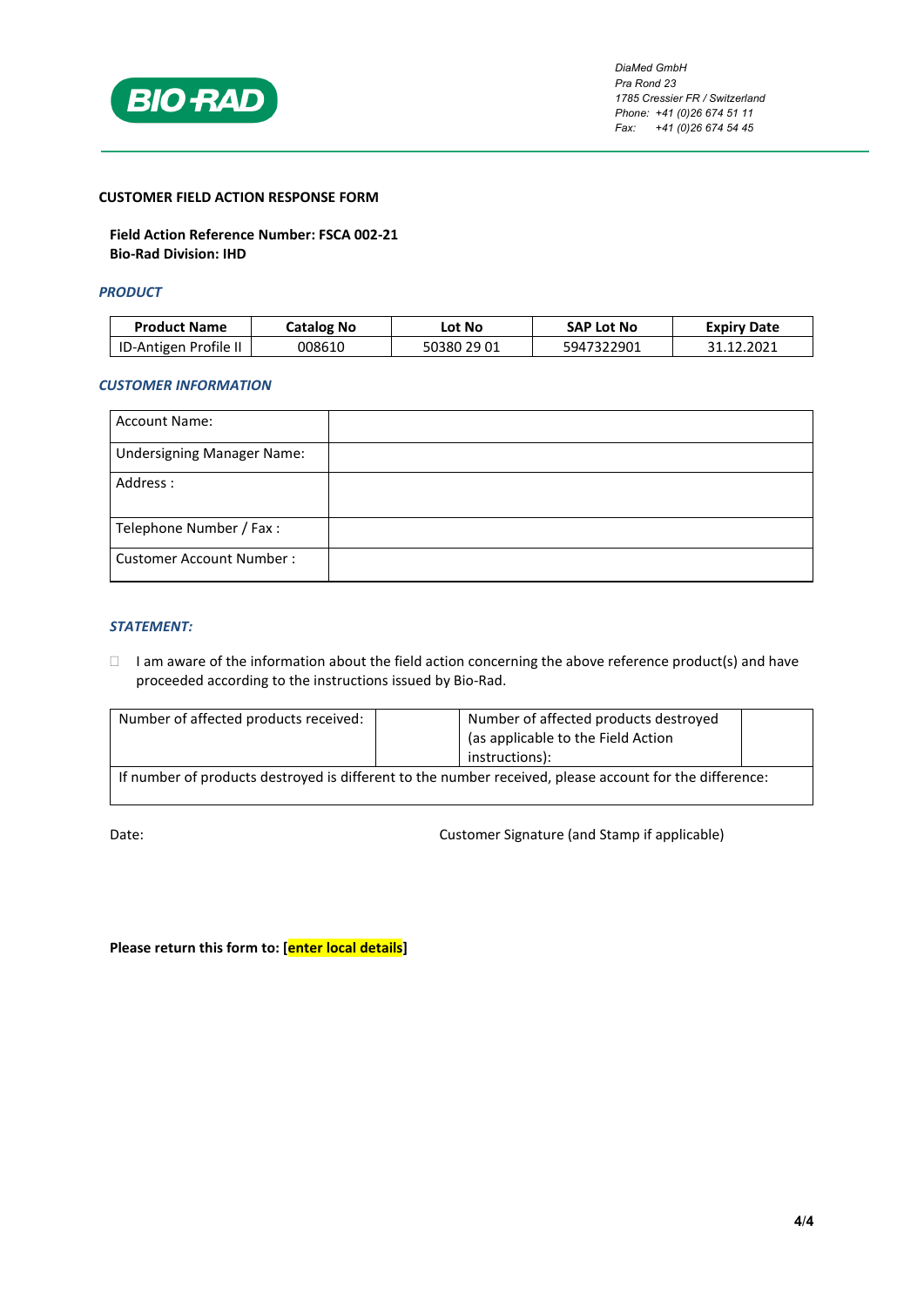DiaMed GmbH
Pra Rond 23
1785 Cressier FR / Switzerland
Phone: +41 (0)26 674 51 11
Fax: +41 (0)26 674 54 45

**CUSTOMER FIELD ACTION RESPONSE FORM**

**Field Action Reference Number: FSCA 002-21**
**Bio-Rad Division: IHD**

### *PRODUCT*

| Product Name | Catalog No | Lot No | SAP Lot No | Expiry Date |
|---|---|---|---|---|
| ID-Antigen Profile II | 008610 | 50380 29 01 | 5947322901 | 31.12.2021 |

### *CUSTOMER INFORMATION*

| | |
|---|---|
| Account Name: | |
| Undersigning Manager Name: | |
| Address : | |
| Telephone Number / Fax : | |
| Customer Account Number : | |

### *STATEMENT:*

☐ I am aware of the information about the field action concerning the above reference product(s) and have proceeded according to the instructions issued by Bio-Rad.

| | | | |
|---|---|---|---|
| Number of affected products received: | | Number of affected products destroyed (as applicable to the Field Action instructions): | |
| If number of products destroyed is different to the number received, please account for the difference: | | | |

Date: Customer Signature (and Stamp if applicable)

**Please return this form to: [enter local details]**